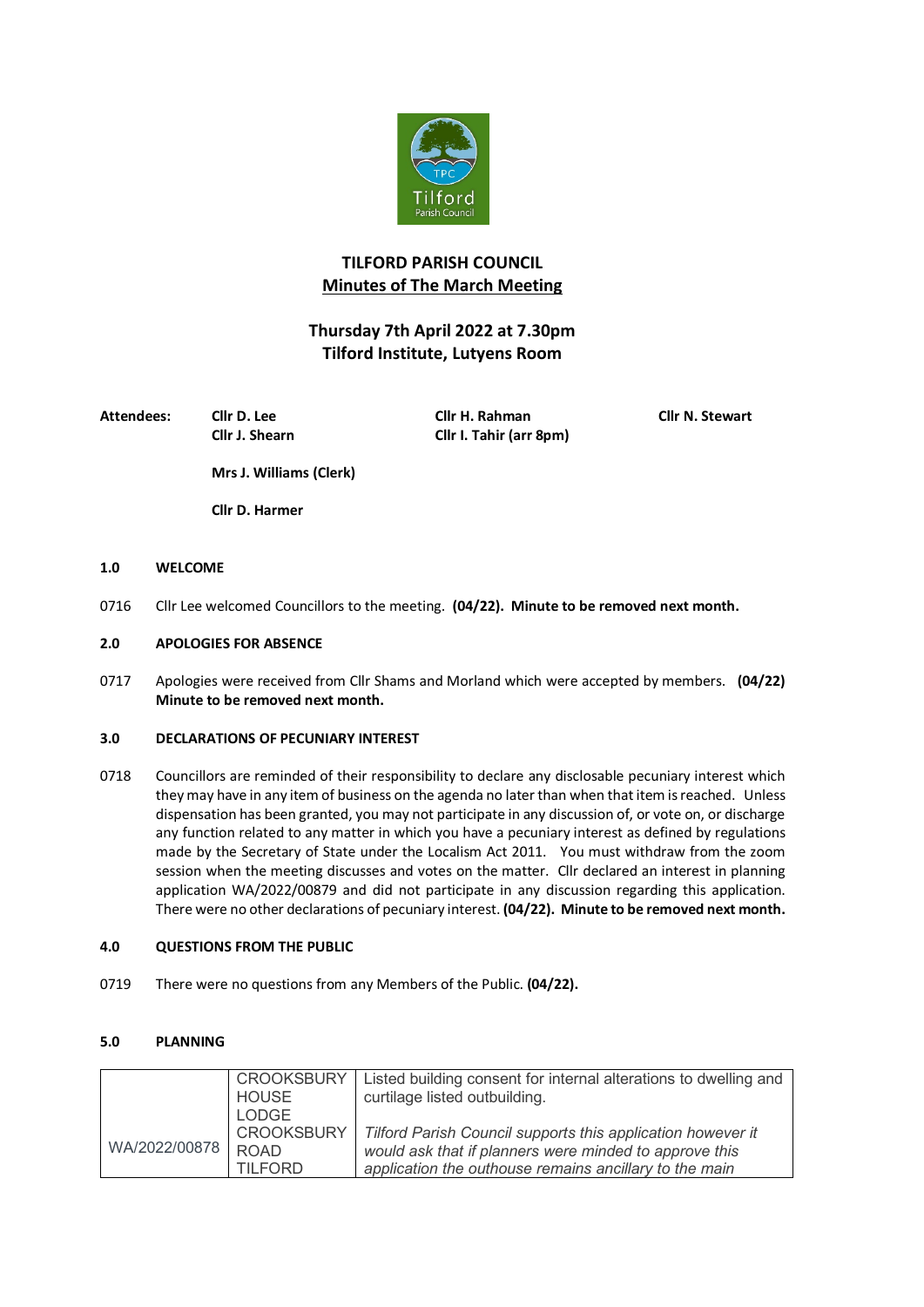# TILFORD PARISH COUNCIL

## Minutes of The March Meeting

### Thursday 7th April 2022 at 7.30pm
### Tilford Institute, Lutyens Room

**Attendees:** **Cllr D. Lee** **Cllr H. Rahman** **Cllr N. Stewart**
**Cllr J. Shearn** **Cllr I. Tahir (arr 8pm)**

**Mrs J. Williams (Clerk)**

**Cllr D. Harmer**

**1.0 WELCOME**

0716 Cllr Lee welcomed Councillors to the meeting. **(04/22). Minute to be removed next month.**

**2.0 APOLOGIES FOR ABSENCE**

0717 Apologies were received from Cllr Shams and Morland which were accepted by members. **(04/22) Minute to be removed next month.**

**3.0 DECLARATIONS OF PECUNIARY INTEREST**

0718 Councillors are reminded of their responsibility to declare any disclosable pecuniary interest which they may have in any item of business on the agenda no later than when that item is reached. Unless dispensation has been granted, you may not participate in any discussion of, or vote on, or discharge any function related to any matter in which you have a pecuniary interest as defined by regulations made by the Secretary of State under the Localism Act 2011. You must withdraw from the zoom session when the meeting discusses and votes on the matter. Cllr declared an interest in planning application WA/2022/00879 and did not participate in any discussion regarding this application. There were no other declarations of pecuniary interest. **(04/22). Minute to be removed next month.**

**4.0 QUESTIONS FROM THE PUBLIC**

0719 There were no questions from any Members of the Public. **(04/22).**

**5.0 PLANNING**

| | | |
|---|---|---|
| WA/2022/00878 | CROOKSBURY HOUSE LODGE CROOKSBURY ROAD TILFORD | Listed building consent for internal alterations to dwelling and curtilage listed outbuilding. *Tilford Parish Council supports this application however it would ask that if planners were minded to approve this application the outhouse remains ancillary to the main* |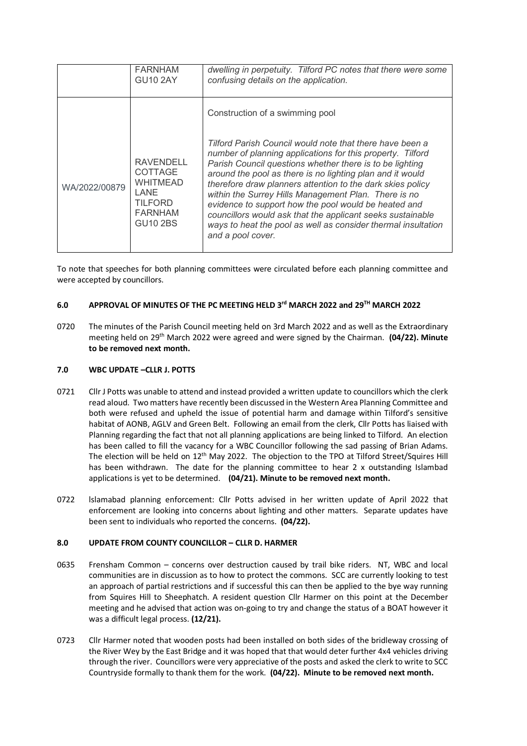|  | FARNHAM GU10 2AY | *dwelling in perpetuity. Tilford PC notes that there were some confusing details on the application.* |
| --- | --- | --- |
| WA/2022/00879 | RAVENDELL COTTAGE WHITMEAD LANE TILFORD FARNHAM GU10 2BS | Construction of a swimming pool<br><br>*Tilford Parish Council would note that there have been a number of planning applications for this property. Tilford Parish Council questions whether there is to be lighting around the pool as there is no lighting plan and it would therefore draw planners attention to the dark skies policy within the Surrey Hills Management Plan. There is no evidence to support how the pool would be heated and councillors would ask that the applicant seeks sustainable ways to heat the pool as well as consider thermal insultation and a pool cover.* |

To note that speeches for both planning committees were circulated before each planning committee and were accepted by councillors.

### 6.0 APPROVAL OF MINUTES OF THE PC MEETING HELD 3rd MARCH 2022 and 29TH MARCH 2022

0720 The minutes of the Parish Council meeting held on 3rd March 2022 and as well as the Extraordinary meeting held on 29th March 2022 were agreed and were signed by the Chairman. **(04/22). Minute to be removed next month.**

### 7.0 WBC UPDATE –CLLR J. POTTS

0721 Cllr J Potts was unable to attend and instead provided a written update to councillors which the clerk read aloud. Two matters have recently been discussed in the Western Area Planning Committee and both were refused and upheld the issue of potential harm and damage within Tilford's sensitive habitat of AONB, AGLV and Green Belt. Following an email from the clerk, Cllr Potts has liaised with Planning regarding the fact that not all planning applications are being linked to Tilford. An election has been called to fill the vacancy for a WBC Councillor following the sad passing of Brian Adams. The election will be held on 12th May 2022. The objection to the TPO at Tilford Street/Squires Hill has been withdrawn. The date for the planning committee to hear 2 x outstanding Islambad applications is yet to be determined. **(04/21). Minute to be removed next month.**

0722 Islamabad planning enforcement: Cllr Potts advised in her written update of April 2022 that enforcement are looking into concerns about lighting and other matters. Separate updates have been sent to individuals who reported the concerns. **(04/22).**

### 8.0 UPDATE FROM COUNTY COUNCILLOR – CLLR D. HARMER

0635 Frensham Common – concerns over destruction caused by trail bike riders. NT, WBC and local communities are in discussion as to how to protect the commons. SCC are currently looking to test an approach of partial restrictions and if successful this can then be applied to the bye way running from Squires Hill to Sheephatch. A resident question Cllr Harmer on this point at the December meeting and he advised that action was on-going to try and change the status of a BOAT however it was a difficult legal process. **(12/21).**

0723 Cllr Harmer noted that wooden posts had been installed on both sides of the bridleway crossing of the River Wey by the East Bridge and it was hoped that that would deter further 4x4 vehicles driving through the river. Councillors were very appreciative of the posts and asked the clerk to write to SCC Countryside formally to thank them for the work. **(04/22). Minute to be removed next month.**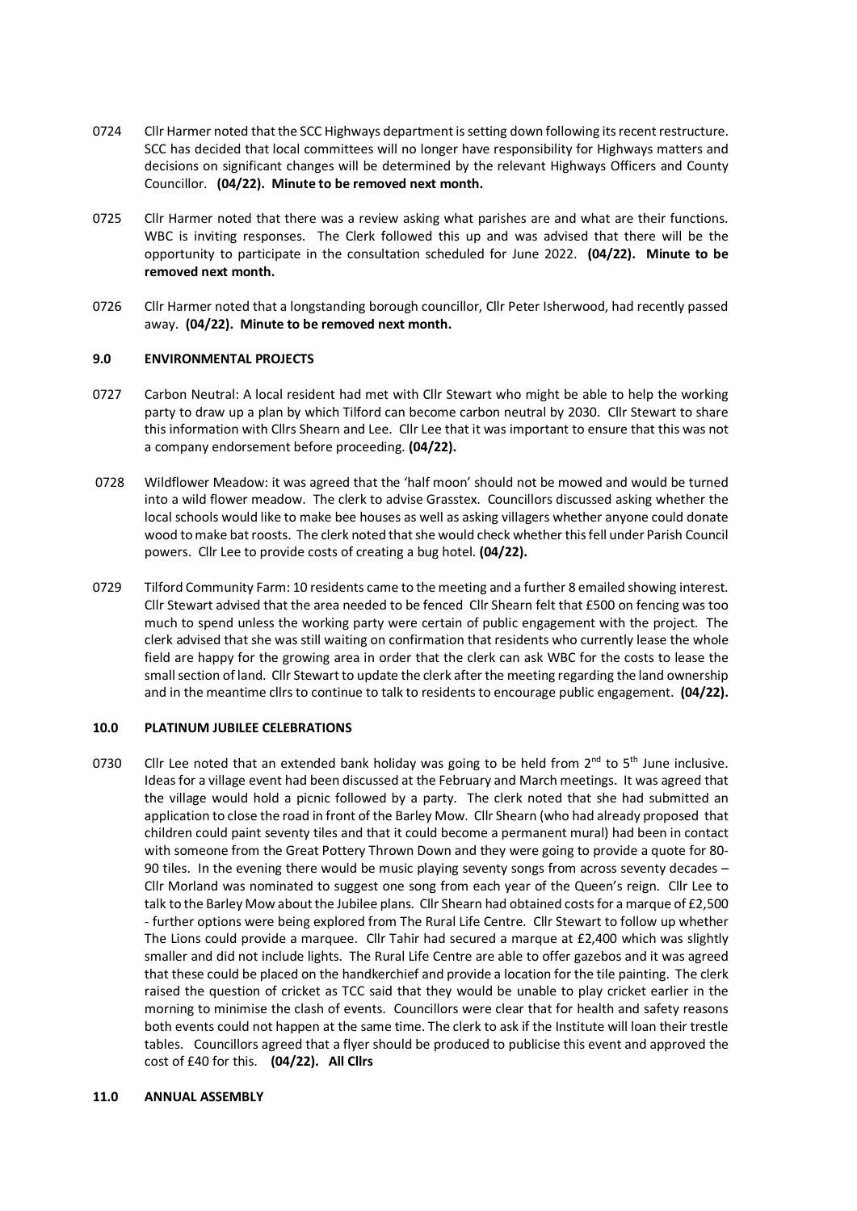0724 Cllr Harmer noted that the SCC Highways department is setting down following its recent restructure. SCC has decided that local committees will no longer have responsibility for Highways matters and decisions on significant changes will be determined by the relevant Highways Officers and County Councillor. **(04/22). Minute to be removed next month.**

0725 Cllr Harmer noted that there was a review asking what parishes are and what are their functions. WBC is inviting responses. The Clerk followed this up and was advised that there will be the opportunity to participate in the consultation scheduled for June 2022. **(04/22). Minute to be removed next month.**

0726 Cllr Harmer noted that a longstanding borough councillor, Cllr Peter Isherwood, had recently passed away. **(04/22). Minute to be removed next month.**

## 9.0 ENVIRONMENTAL PROJECTS

0727 Carbon Neutral: A local resident had met with Cllr Stewart who might be able to help the working party to draw up a plan by which Tilford can become carbon neutral by 2030. Cllr Stewart to share this information with Cllrs Shearn and Lee. Cllr Lee that it was important to ensure that this was not a company endorsement before proceeding. **(04/22).**

0728 Wildflower Meadow: it was agreed that the 'half moon' should not be mowed and would be turned into a wild flower meadow. The clerk to advise Grasstex. Councillors discussed asking whether the local schools would like to make bee houses as well as asking villagers whether anyone could donate wood to make bat roosts. The clerk noted that she would check whether this fell under Parish Council powers. Cllr Lee to provide costs of creating a bug hotel. **(04/22).**

0729 Tilford Community Farm: 10 residents came to the meeting and a further 8 emailed showing interest. Cllr Stewart advised that the area needed to be fenced Cllr Shearn felt that £500 on fencing was too much to spend unless the working party were certain of public engagement with the project. The clerk advised that she was still waiting on confirmation that residents who currently lease the whole field are happy for the growing area in order that the clerk can ask WBC for the costs to lease the small section of land. Cllr Stewart to update the clerk after the meeting regarding the land ownership and in the meantime cllrs to continue to talk to residents to encourage public engagement. **(04/22).**

## 10.0 PLATINUM JUBILEE CELEBRATIONS

0730 Cllr Lee noted that an extended bank holiday was going to be held from 2nd to 5th June inclusive. Ideas for a village event had been discussed at the February and March meetings. It was agreed that the village would hold a picnic followed by a party. The clerk noted that she had submitted an application to close the road in front of the Barley Mow. Cllr Shearn (who had already proposed that children could paint seventy tiles and that it could become a permanent mural) had been in contact with someone from the Great Pottery Thrown Down and they were going to provide a quote for 80-90 tiles. In the evening there would be music playing seventy songs from across seventy decades – Cllr Morland was nominated to suggest one song from each year of the Queen's reign. Cllr Lee to talk to the Barley Mow about the Jubilee plans. Cllr Shearn had obtained costs for a marque of £2,500 - further options were being explored from The Rural Life Centre. Cllr Stewart to follow up whether The Lions could provide a marquee. Cllr Tahir had secured a marque at £2,400 which was slightly smaller and did not include lights. The Rural Life Centre are able to offer gazebos and it was agreed that these could be placed on the handkerchief and provide a location for the tile painting. The clerk raised the question of cricket as TCC said that they would be unable to play cricket earlier in the morning to minimise the clash of events. Councillors were clear that for health and safety reasons both events could not happen at the same time. The clerk to ask if the Institute will loan their trestle tables. Councillors agreed that a flyer should be produced to publicise this event and approved the cost of £40 for this. **(04/22). All Cllrs**

## 11.0 ANNUAL ASSEMBLY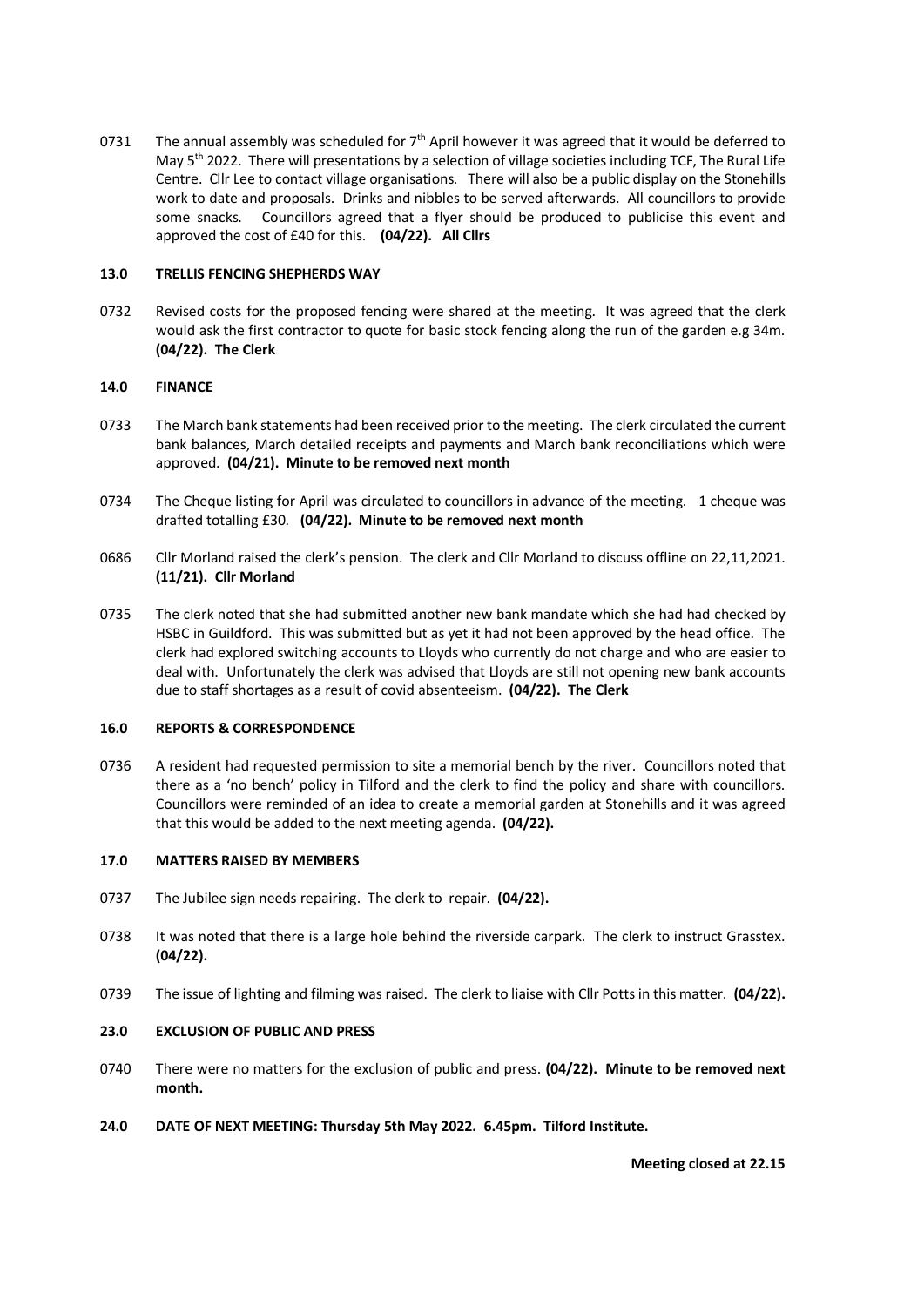0731 The annual assembly was scheduled for 7th April however it was agreed that it would be deferred to May 5th 2022. There will presentations by a selection of village societies including TCF, The Rural Life Centre. Cllr Lee to contact village organisations. There will also be a public display on the Stonehills work to date and proposals. Drinks and nibbles to be served afterwards. All councillors to provide some snacks. Councillors agreed that a flyer should be produced to publicise this event and approved the cost of £40 for this. **(04/22). All Cllrs**

**13.0 TRELLIS FENCING SHEPHERDS WAY**

0732 Revised costs for the proposed fencing were shared at the meeting. It was agreed that the clerk would ask the first contractor to quote for basic stock fencing along the run of the garden e.g 34m. **(04/22). The Clerk**

**14.0 FINANCE**

0733 The March bank statements had been received prior to the meeting. The clerk circulated the current bank balances, March detailed receipts and payments and March bank reconciliations which were approved. **(04/21). Minute to be removed next month**

0734 The Cheque listing for April was circulated to councillors in advance of the meeting. 1 cheque was drafted totalling £30. **(04/22). Minute to be removed next month**

0686 Cllr Morland raised the clerk's pension. The clerk and Cllr Morland to discuss offline on 22,11,2021. **(11/21). Cllr Morland**

0735 The clerk noted that she had submitted another new bank mandate which she had had checked by HSBC in Guildford. This was submitted but as yet it had not been approved by the head office. The clerk had explored switching accounts to Lloyds who currently do not charge and who are easier to deal with. Unfortunately the clerk was advised that Lloyds are still not opening new bank accounts due to staff shortages as a result of covid absenteeism. **(04/22). The Clerk**

**16.0 REPORTS & CORRESPONDENCE**

0736 A resident had requested permission to site a memorial bench by the river. Councillors noted that there as a 'no bench' policy in Tilford and the clerk to find the policy and share with councillors. Councillors were reminded of an idea to create a memorial garden at Stonehills and it was agreed that this would be added to the next meeting agenda. **(04/22).**

**17.0 MATTERS RAISED BY MEMBERS**

0737 The Jubilee sign needs repairing. The clerk to repair. **(04/22).**

0738 It was noted that there is a large hole behind the riverside carpark. The clerk to instruct Grasstex. **(04/22).**

0739 The issue of lighting and filming was raised. The clerk to liaise with Cllr Potts in this matter. **(04/22).**

**23.0 EXCLUSION OF PUBLIC AND PRESS**

0740 There were no matters for the exclusion of public and press. **(04/22). Minute to be removed next month.**

**24.0 DATE OF NEXT MEETING: Thursday 5th May 2022. 6.45pm. Tilford Institute.**

**Meeting closed at 22.15**